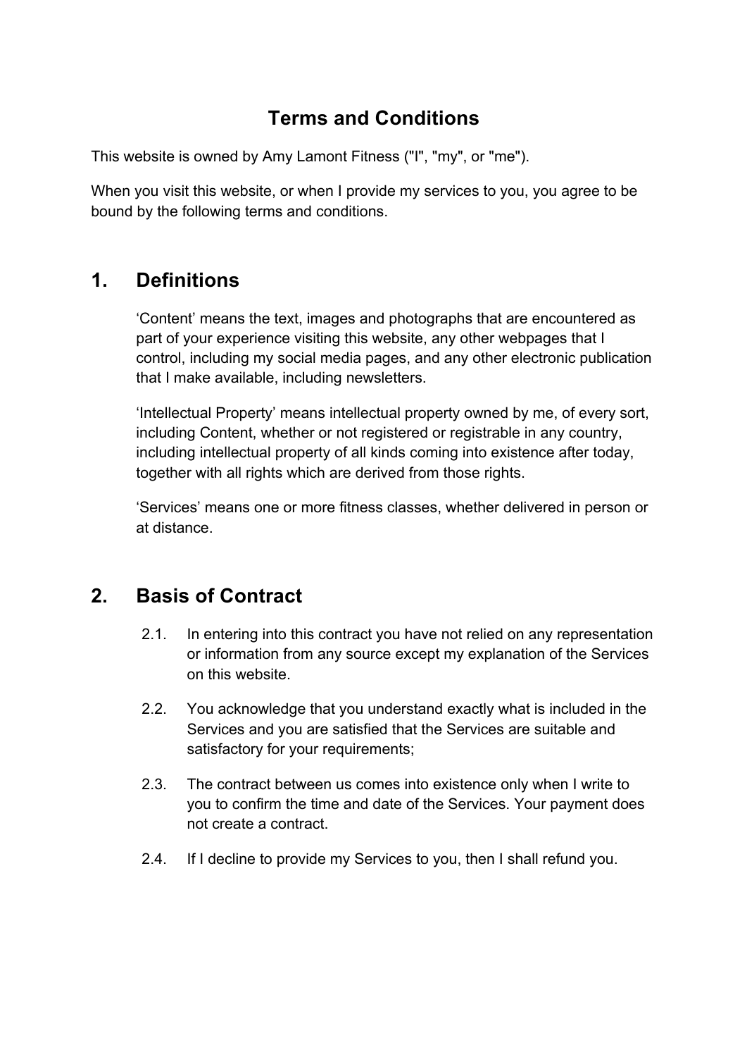# Terms and Conditions

This website is owned by Amy Lamont Fitness ("I", "my", or "me").

When you visit this website, or when I provide my services to you, you agree to be bound by the following terms and conditions.

## 1. Definitions

'Content' means the text, images and photographs that are encountered as part of your experience visiting this website, any other webpages that I control, including my social media pages, and any other electronic publication that I make available, including newsletters.

'Intellectual Property' means intellectual property owned by me, of every sort, including Content, whether or not registered or registrable in any country, including intellectual property of all kinds coming into existence after today, together with all rights which are derived from those rights.

'Services' means one or more fitness classes, whether delivered in person or at distance.

## 2. Basis of Contract

2.1. In entering into this contract you have not relied on any representation or information from any source except my explanation of the Services on this website.

2.2. You acknowledge that you understand exactly what is included in the Services and you are satisfied that the Services are suitable and satisfactory for your requirements;

2.3. The contract between us comes into existence only when I write to you to confirm the time and date of the Services. Your payment does not create a contract.

2.4. If I decline to provide my Services to you, then I shall refund you.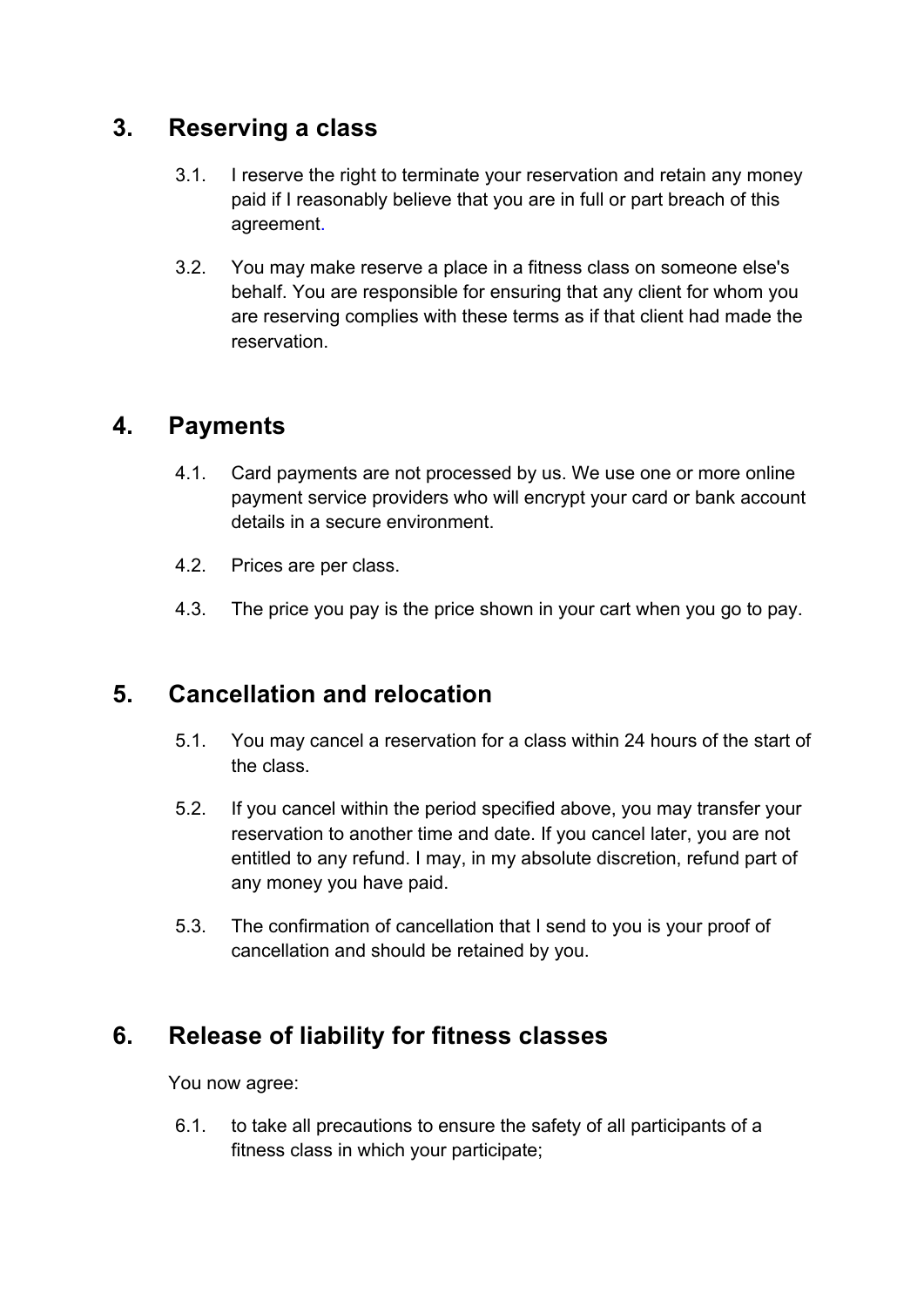## 3. Reserving a class

3.1. I reserve the right to terminate your reservation and retain any money paid if I reasonably believe that you are in full or part breach of this agreement.

3.2. You may make reserve a place in a fitness class on someone else's behalf. You are responsible for ensuring that any client for whom you are reserving complies with these terms as if that client had made the reservation.

## 4. Payments

4.1. Card payments are not processed by us. We use one or more online payment service providers who will encrypt your card or bank account details in a secure environment.

4.2. Prices are per class.

4.3. The price you pay is the price shown in your cart when you go to pay.

## 5. Cancellation and relocation

5.1. You may cancel a reservation for a class within 24 hours of the start of the class.

5.2. If you cancel within the period specified above, you may transfer your reservation to another time and date. If you cancel later, you are not entitled to any refund. I may, in my absolute discretion, refund part of any money you have paid.

5.3. The confirmation of cancellation that I send to you is your proof of cancellation and should be retained by you.

## 6. Release of liability for fitness classes

You now agree:

6.1. to take all precautions to ensure the safety of all participants of a fitness class in which your participate;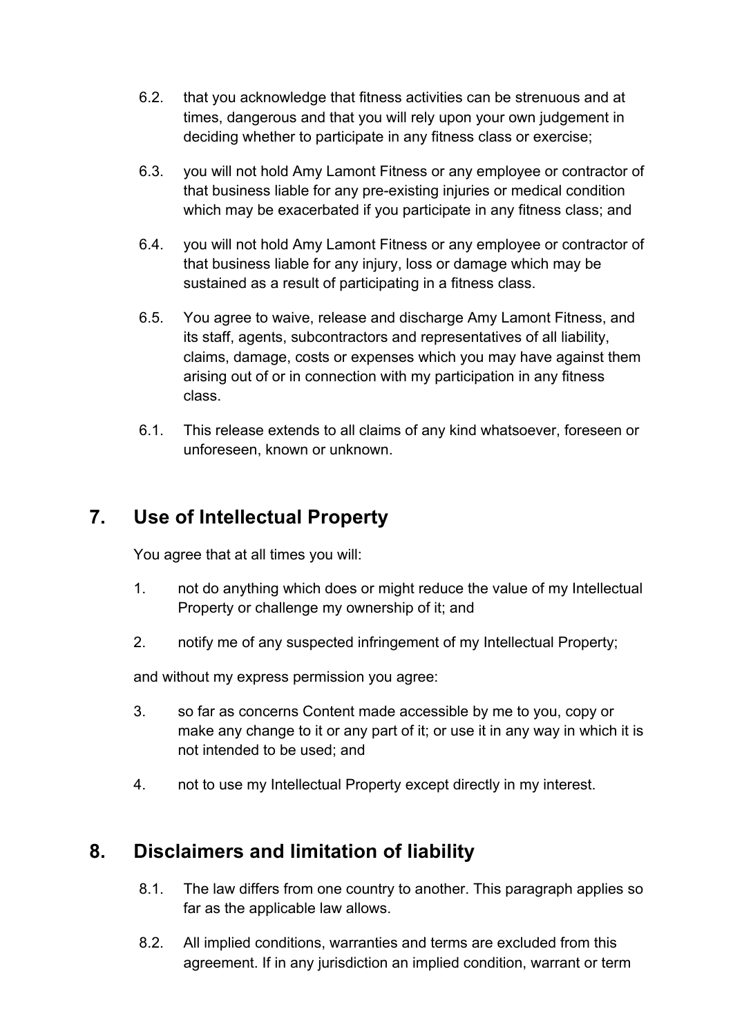6.2. that you acknowledge that fitness activities can be strenuous and at times, dangerous and that you will rely upon your own judgement in deciding whether to participate in any fitness class or exercise;

6.3. you will not hold Amy Lamont Fitness or any employee or contractor of that business liable for any pre-existing injuries or medical condition which may be exacerbated if you participate in any fitness class; and

6.4. you will not hold Amy Lamont Fitness or any employee or contractor of that business liable for any injury, loss or damage which may be sustained as a result of participating in a fitness class.

6.5. You agree to waive, release and discharge Amy Lamont Fitness, and its staff, agents, subcontractors and representatives of all liability, claims, damage, costs or expenses which you may have against them arising out of or in connection with my participation in any fitness class.

6.1. This release extends to all claims of any kind whatsoever, foreseen or unforeseen, known or unknown.

## 7. Use of Intellectual Property

You agree that at all times you will:

1. not do anything which does or might reduce the value of my Intellectual Property or challenge my ownership of it; and

2. notify me of any suspected infringement of my Intellectual Property;

and without my express permission you agree:

3. so far as concerns Content made accessible by me to you, copy or make any change to it or any part of it; or use it in any way in which it is not intended to be used; and

4. not to use my Intellectual Property except directly in my interest.

## 8. Disclaimers and limitation of liability

8.1. The law differs from one country to another. This paragraph applies so far as the applicable law allows.

8.2. All implied conditions, warranties and terms are excluded from this agreement. If in any jurisdiction an implied condition, warrant or term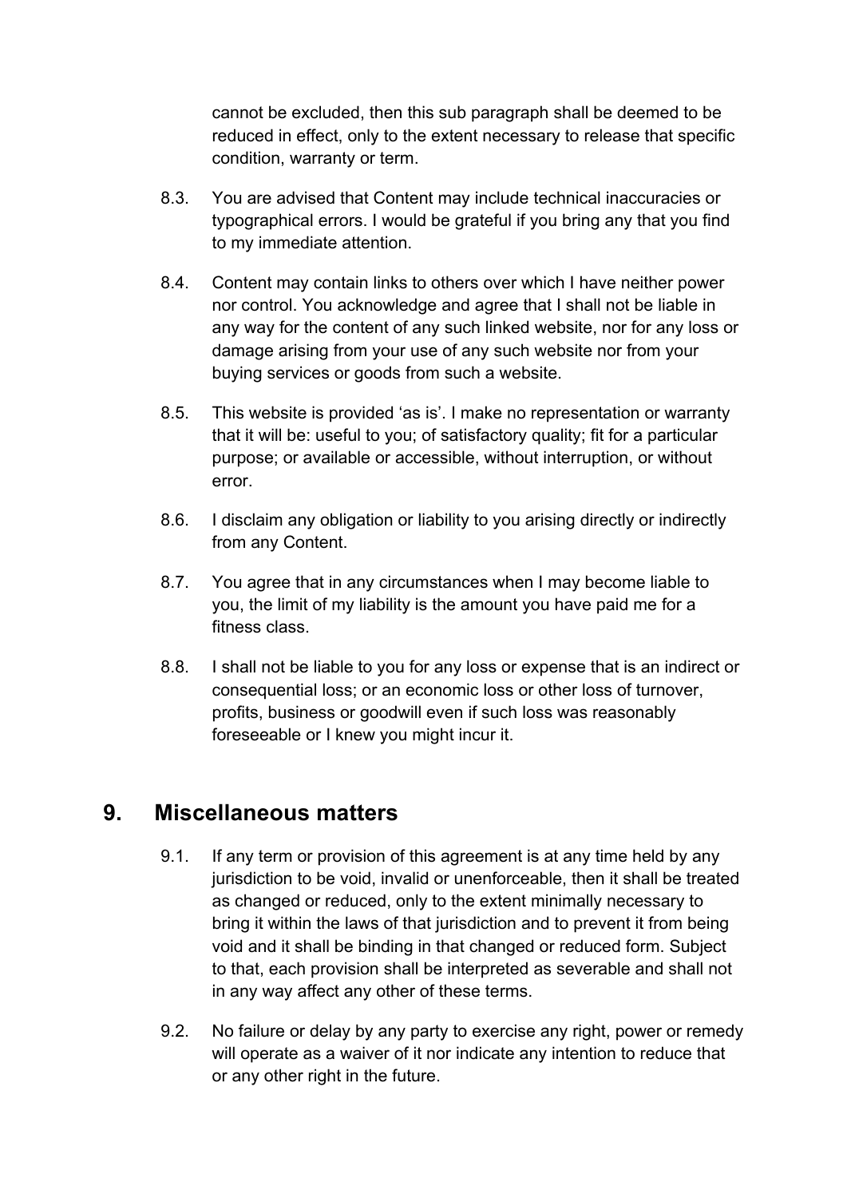cannot be excluded, then this sub paragraph shall be deemed to be reduced in effect, only to the extent necessary to release that specific condition, warranty or term.

8.3. You are advised that Content may include technical inaccuracies or typographical errors. I would be grateful if you bring any that you find to my immediate attention.

8.4. Content may contain links to others over which I have neither power nor control. You acknowledge and agree that I shall not be liable in any way for the content of any such linked website, nor for any loss or damage arising from your use of any such website nor from your buying services or goods from such a website.

8.5. This website is provided 'as is'. I make no representation or warranty that it will be: useful to you; of satisfactory quality; fit for a particular purpose; or available or accessible, without interruption, or without error.

8.6. I disclaim any obligation or liability to you arising directly or indirectly from any Content.

8.7. You agree that in any circumstances when I may become liable to you, the limit of my liability is the amount you have paid me for a fitness class.

8.8. I shall not be liable to you for any loss or expense that is an indirect or consequential loss; or an economic loss or other loss of turnover, profits, business or goodwill even if such loss was reasonably foreseeable or I knew you might incur it.

## 9. Miscellaneous matters

9.1. If any term or provision of this agreement is at any time held by any jurisdiction to be void, invalid or unenforceable, then it shall be treated as changed or reduced, only to the extent minimally necessary to bring it within the laws of that jurisdiction and to prevent it from being void and it shall be binding in that changed or reduced form. Subject to that, each provision shall be interpreted as severable and shall not in any way affect any other of these terms.

9.2. No failure or delay by any party to exercise any right, power or remedy will operate as a waiver of it nor indicate any intention to reduce that or any other right in the future.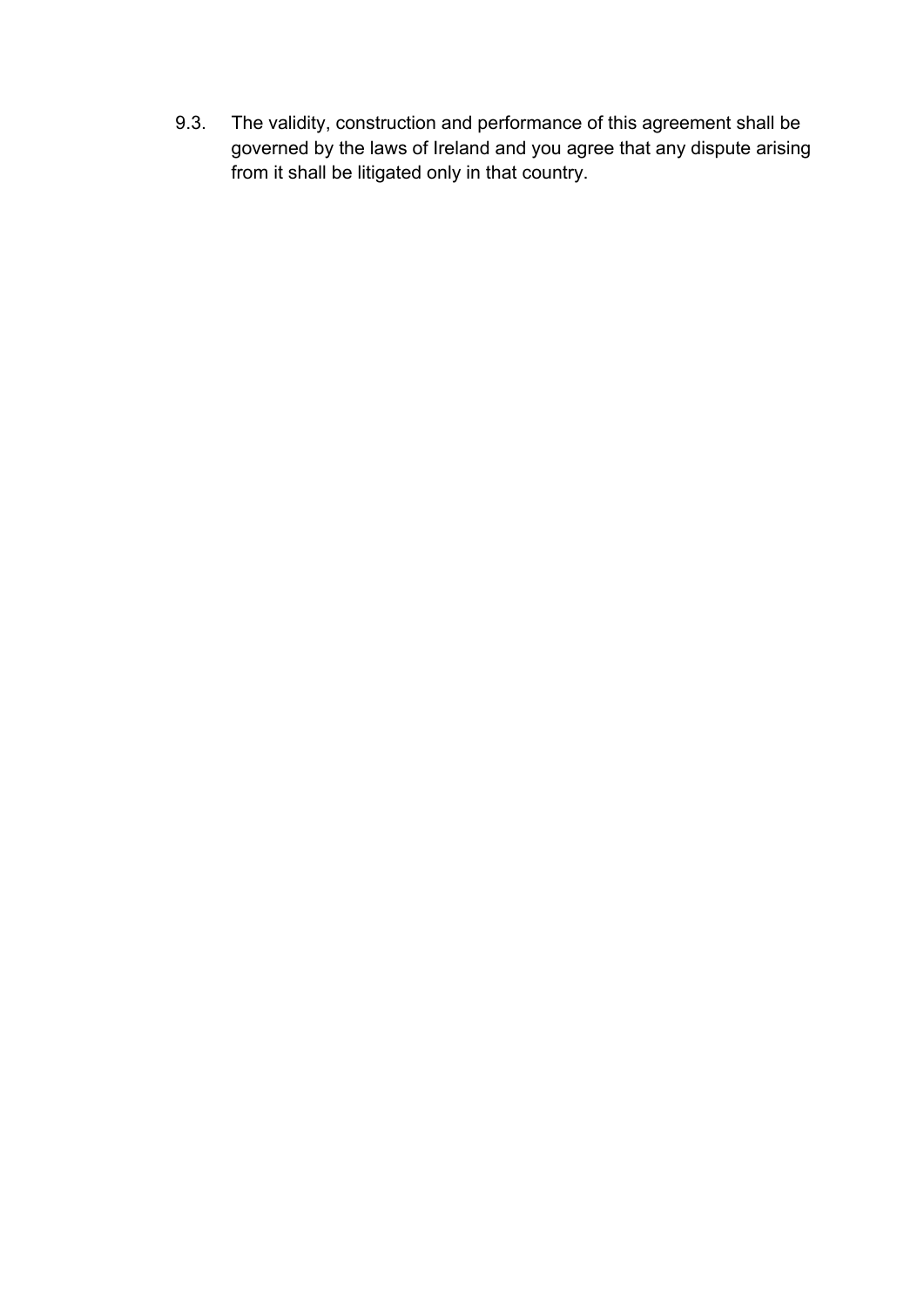9.3. The validity, construction and performance of this agreement shall be governed by the laws of Ireland and you agree that any dispute arising from it shall be litigated only in that country.